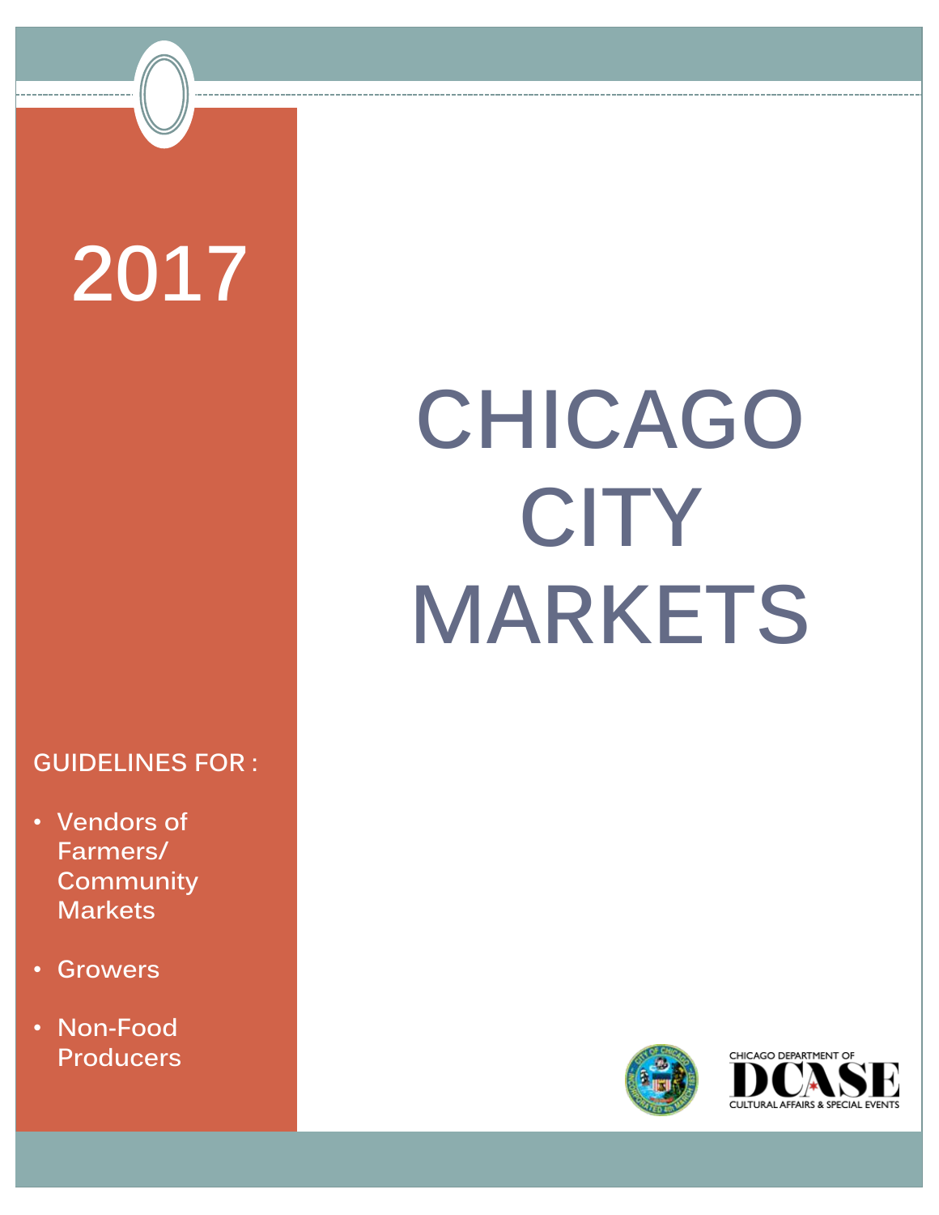2017

# CHICAGO CITY MARKETS

GUIDELINES FOR :

- Vendors of Farmers/ Community Markets
- Growers
- Non-Food Producers

CHICAGO DEPARTMENT OF DCASE CULTURAL AFFAIRS & SPECIAL EVENTS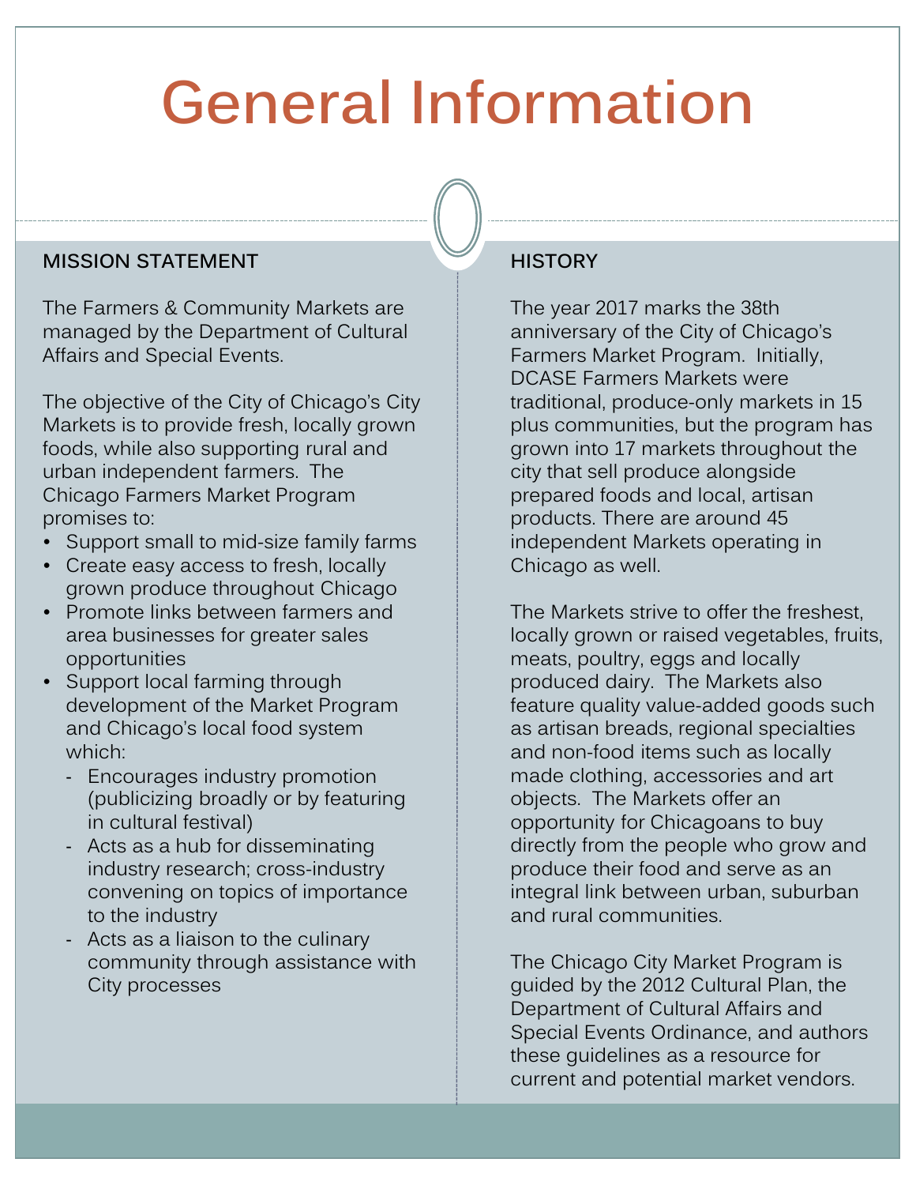# General Information

## MISSION STATEMENT

The Farmers & Community Markets are managed by the Department of Cultural Affairs and Special Events.

The objective of the City of Chicago's City Markets is to provide fresh, locally grown foods, while also supporting rural and urban independent farmers. The Chicago Farmers Market Program promises to:

- Support small to mid-size family farms
- Create easy access to fresh, locally grown produce throughout Chicago
- Promote links between farmers and area businesses for greater sales opportunities
- Support local farming through development of the Market Program and Chicago's local food system which:
  - Encourages industry promotion (publicizing broadly or by featuring in cultural festival)
  - Acts as a hub for disseminating industry research; cross-industry convening on topics of importance to the industry
  - Acts as a liaison to the culinary community through assistance with City processes

## HISTORY

The year 2017 marks the 38th anniversary of the City of Chicago's Farmers Market Program. Initially, DCASE Farmers Markets were traditional, produce-only markets in 15 plus communities, but the program has grown into 17 markets throughout the city that sell produce alongside prepared foods and local, artisan products. There are around 45 independent Markets operating in Chicago as well.

The Markets strive to offer the freshest, locally grown or raised vegetables, fruits, meats, poultry, eggs and locally produced dairy. The Markets also feature quality value-added goods such as artisan breads, regional specialties and non-food items such as locally made clothing, accessories and art objects. The Markets offer an opportunity for Chicagoans to buy directly from the people who grow and produce their food and serve as an integral link between urban, suburban and rural communities.

The Chicago City Market Program is guided by the 2012 Cultural Plan, the Department of Cultural Affairs and Special Events Ordinance, and authors these guidelines as a resource for current and potential market vendors.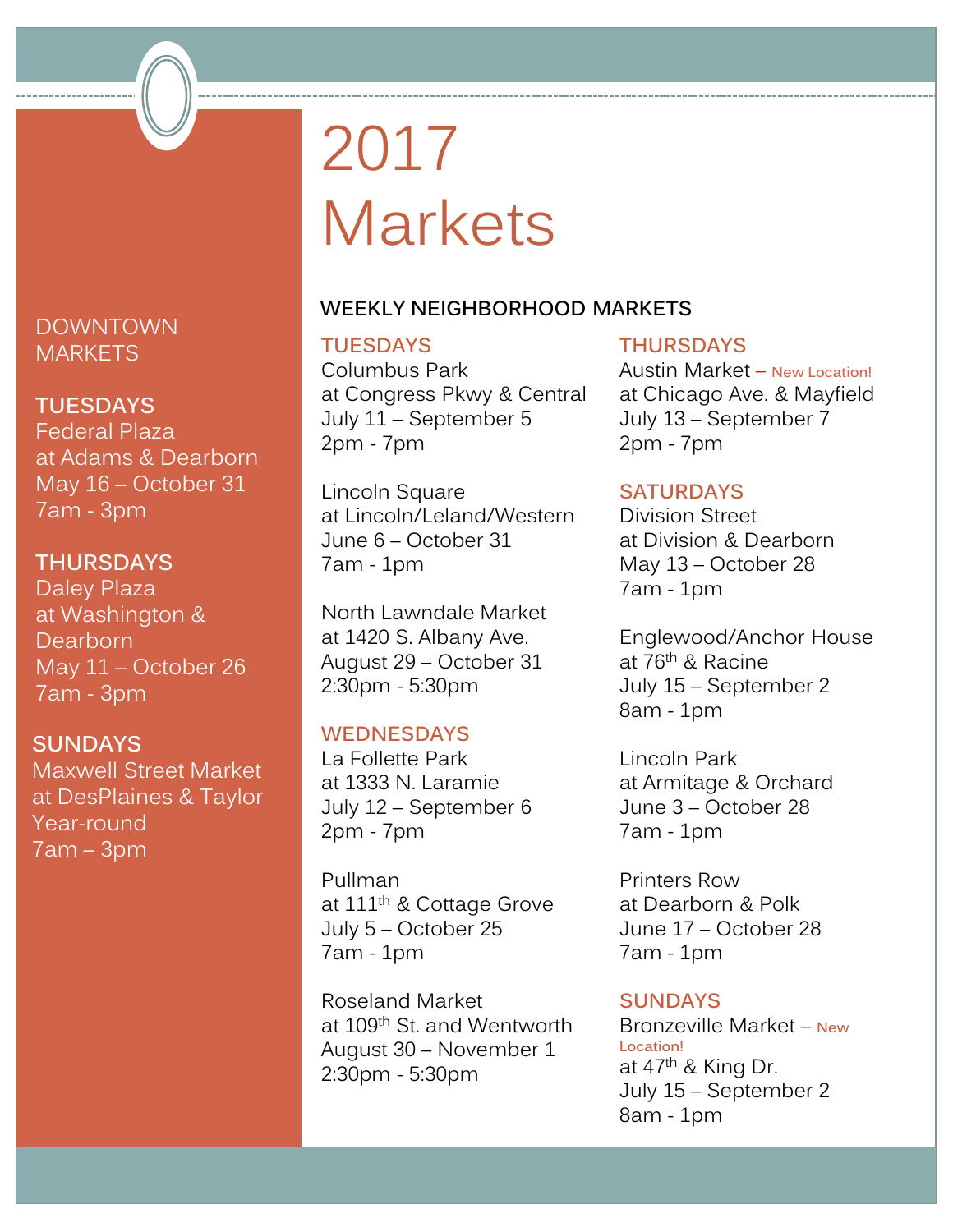# 2017 Markets

## DOWNTOWN MARKETS

### TUESDAYS

Federal Plaza
at Adams & Dearborn
May 16 – October 31
7am - 3pm

### THURSDAYS

Daley Plaza
at Washington & Dearborn
May 11 – October 26
7am - 3pm

### SUNDAYS

Maxwell Street Market
at DesPlaines & Taylor
Year-round
7am – 3pm

## WEEKLY NEIGHBORHOOD MARKETS

### TUESDAYS

Columbus Park
at Congress Pkwy & Central
July 11 – September 5
2pm - 7pm

Lincoln Square
at Lincoln/Leland/Western
June 6 – October 31
7am - 1pm

North Lawndale Market
at 1420 S. Albany Ave.
August 29 – October 31
2:30pm - 5:30pm

### WEDNESDAYS

La Follette Park
at 1333 N. Laramie
July 12 – September 6
2pm - 7pm

Pullman
at 111th & Cottage Grove
July 5 – October 25
7am - 1pm

Roseland Market
at 109th St. and Wentworth
August 30 – November 1
2:30pm - 5:30pm

### THURSDAYS

Austin Market – New Location!
at Chicago Ave. & Mayfield
July 13 – September 7
2pm - 7pm

### SATURDAYS

Division Street
at Division & Dearborn
May 13 – October 28
7am - 1pm

Englewood/Anchor House
at 76th & Racine
July 15 – September 2
8am - 1pm

Lincoln Park
at Armitage & Orchard
June 3 – October 28
7am - 1pm

Printers Row
at Dearborn & Polk
June 17 – October 28
7am - 1pm

### SUNDAYS

Bronzeville Market – New Location!
at 47th & King Dr.
July 15 – September 2
8am - 1pm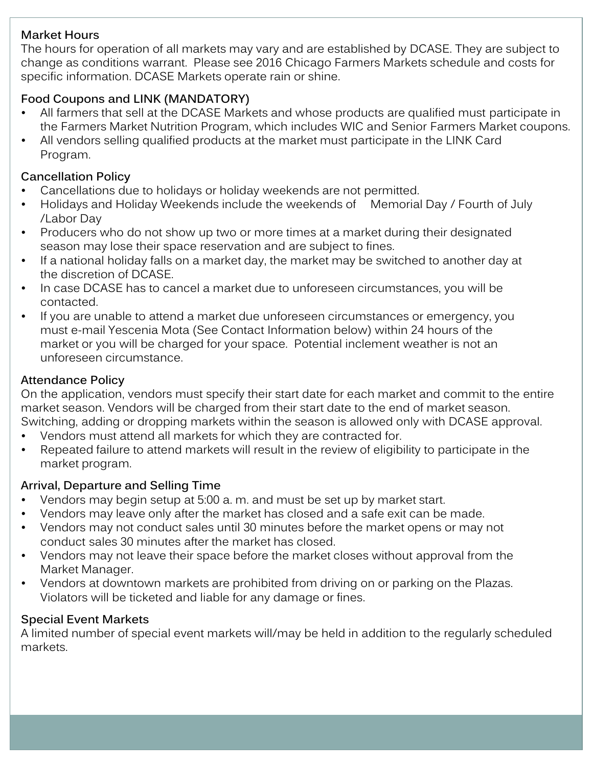### Market Hours

The hours for operation of all markets may vary and are established by DCASE. They are subject to change as conditions warrant. Please see 2016 Chicago Farmers Markets schedule and costs for specific information. DCASE Markets operate rain or shine.

### Food Coupons and LINK (MANDATORY)

- All farmers that sell at the DCASE Markets and whose products are qualified must participate in the Farmers Market Nutrition Program, which includes WIC and Senior Farmers Market coupons.
- All vendors selling qualified products at the market must participate in the LINK Card Program.

### Cancellation Policy

- Cancellations due to holidays or holiday weekends are not permitted.
- Holidays and Holiday Weekends include the weekends of Memorial Day / Fourth of July /Labor Day
- Producers who do not show up two or more times at a market during their designated season may lose their space reservation and are subject to fines.
- If a national holiday falls on a market day, the market may be switched to another day at the discretion of DCASE.
- In case DCASE has to cancel a market due to unforeseen circumstances, you will be contacted.
- If you are unable to attend a market due unforeseen circumstances or emergency, you must e-mail Yescenia Mota (See Contact Information below) within 24 hours of the market or you will be charged for your space. Potential inclement weather is not an unforeseen circumstance.

### Attendance Policy

On the application, vendors must specify their start date for each market and commit to the entire market season. Vendors will be charged from their start date to the end of market season. Switching, adding or dropping markets within the season is allowed only with DCASE approval.

- Vendors must attend all markets for which they are contracted for.
- Repeated failure to attend markets will result in the review of eligibility to participate in the market program.

### Arrival, Departure and Selling Time

- Vendors may begin setup at 5:00 a. m. and must be set up by market start.
- Vendors may leave only after the market has closed and a safe exit can be made.
- Vendors may not conduct sales until 30 minutes before the market opens or may not conduct sales 30 minutes after the market has closed.
- Vendors may not leave their space before the market closes without approval from the Market Manager.
- Vendors at downtown markets are prohibited from driving on or parking on the Plazas. Violators will be ticketed and liable for any damage or fines.

### Special Event Markets

A limited number of special event markets will/may be held in addition to the regularly scheduled markets.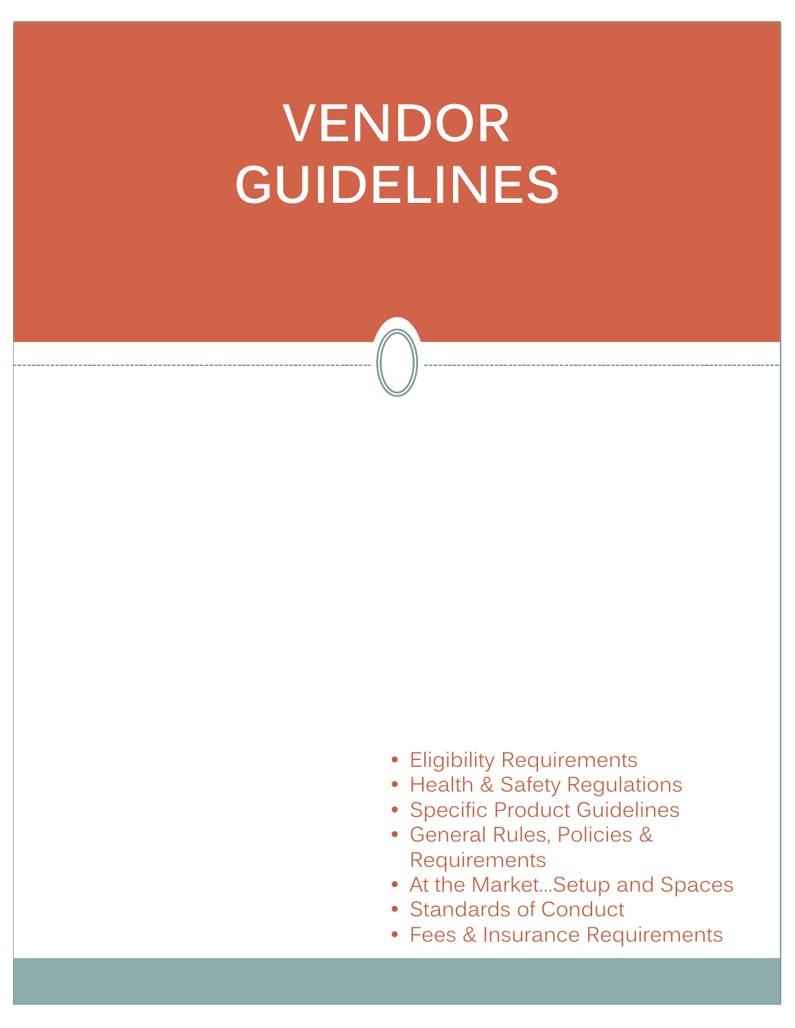# VENDOR GUIDELINES

- Eligibility Requirements
- Health & Safety Regulations
- Specific Product Guidelines
- General Rules, Policies & Requirements
- At the Market…Setup and Spaces
- Standards of Conduct
- Fees & Insurance Requirements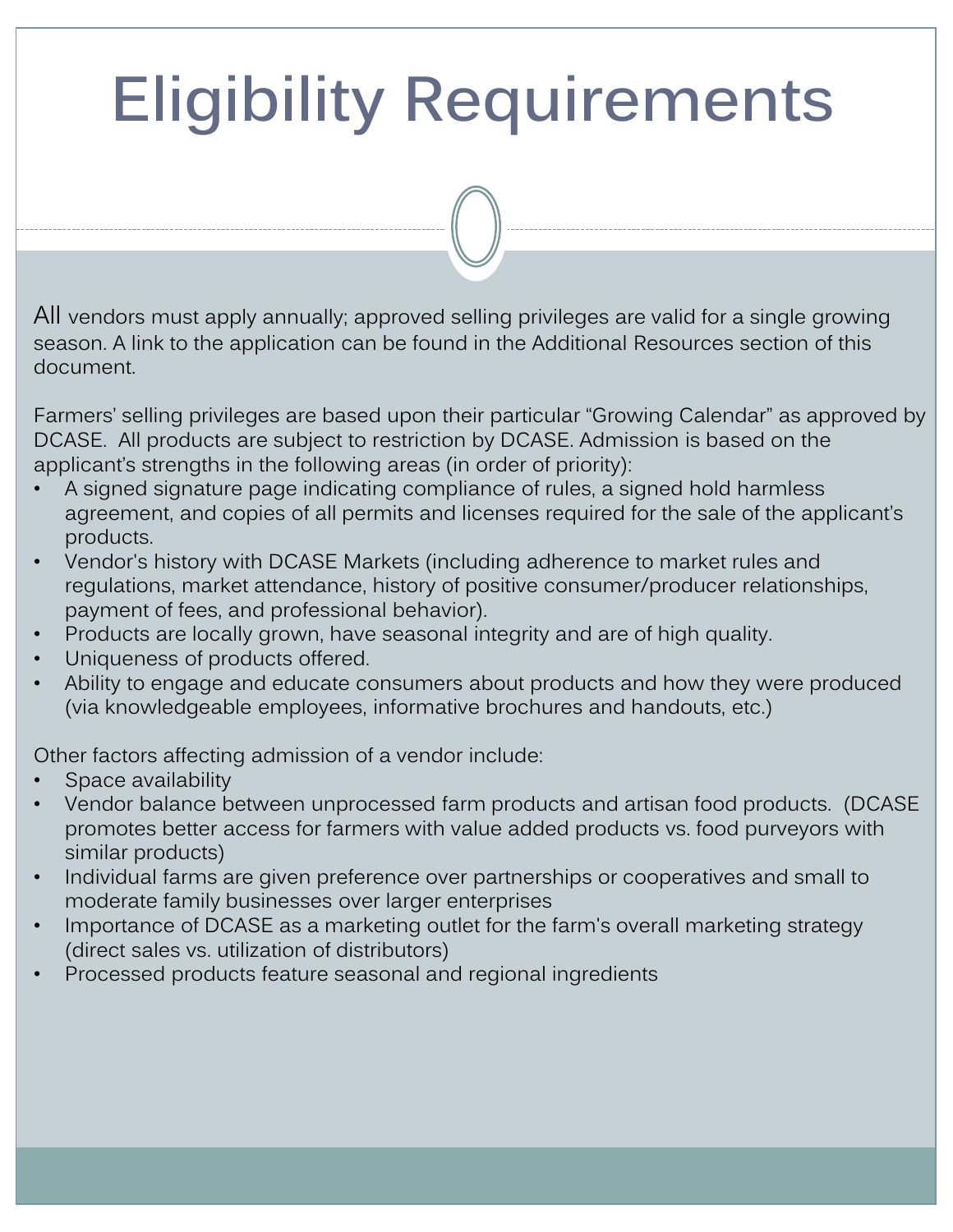# Eligibility Requirements

All vendors must apply annually; approved selling privileges are valid for a single growing season. A link to the application can be found in the Additional Resources section of this document.

Farmers' selling privileges are based upon their particular "Growing Calendar" as approved by DCASE. All products are subject to restriction by DCASE. Admission is based on the applicant's strengths in the following areas (in order of priority):

- A signed signature page indicating compliance of rules, a signed hold harmless agreement, and copies of all permits and licenses required for the sale of the applicant's products.
- Vendor's history with DCASE Markets (including adherence to market rules and regulations, market attendance, history of positive consumer/producer relationships, payment of fees, and professional behavior).
- Products are locally grown, have seasonal integrity and are of high quality.
- Uniqueness of products offered.
- Ability to engage and educate consumers about products and how they were produced (via knowledgeable employees, informative brochures and handouts, etc.)

Other factors affecting admission of a vendor include:

- Space availability
- Vendor balance between unprocessed farm products and artisan food products. (DCASE promotes better access for farmers with value added products vs. food purveyors with similar products)
- Individual farms are given preference over partnerships or cooperatives and small to moderate family businesses over larger enterprises
- Importance of DCASE as a marketing outlet for the farm's overall marketing strategy (direct sales vs. utilization of distributors)
- Processed products feature seasonal and regional ingredients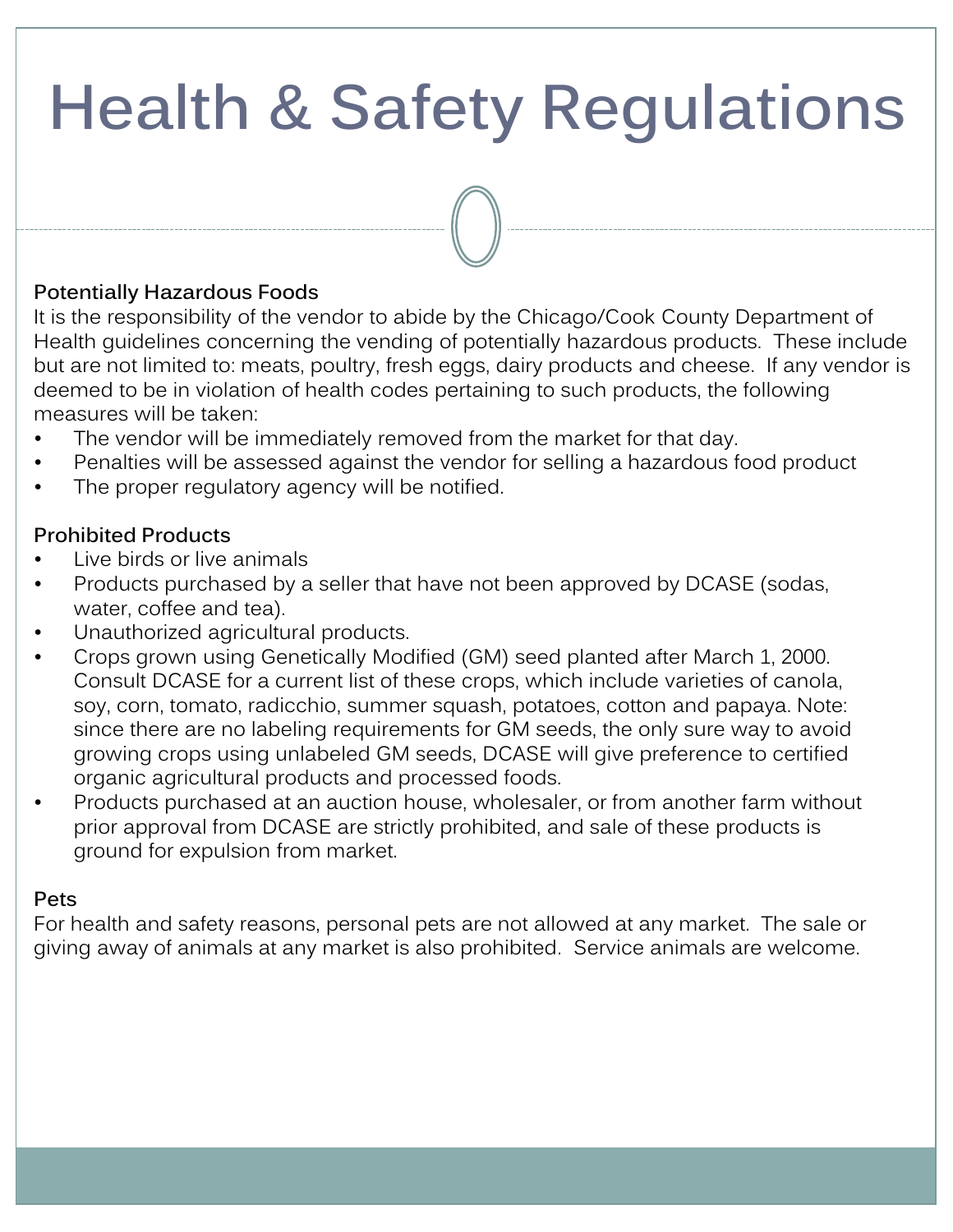# Health & Safety Regulations

**Potentially Hazardous Foods**

It is the responsibility of the vendor to abide by the Chicago/Cook County Department of Health guidelines concerning the vending of potentially hazardous products. These include but are not limited to: meats, poultry, fresh eggs, dairy products and cheese. If any vendor is deemed to be in violation of health codes pertaining to such products, the following measures will be taken:

- The vendor will be immediately removed from the market for that day.
- Penalties will be assessed against the vendor for selling a hazardous food product
- The proper regulatory agency will be notified.

**Prohibited Products**

- Live birds or live animals
- Products purchased by a seller that have not been approved by DCASE (sodas, water, coffee and tea).
- Unauthorized agricultural products.
- Crops grown using Genetically Modified (GM) seed planted after March 1, 2000. Consult DCASE for a current list of these crops, which include varieties of canola, soy, corn, tomato, radicchio, summer squash, potatoes, cotton and papaya. Note: since there are no labeling requirements for GM seeds, the only sure way to avoid growing crops using unlabeled GM seeds, DCASE will give preference to certified organic agricultural products and processed foods.
- Products purchased at an auction house, wholesaler, or from another farm without prior approval from DCASE are strictly prohibited, and sale of these products is ground for expulsion from market.

**Pets**

For health and safety reasons, personal pets are not allowed at any market. The sale or giving away of animals at any market is also prohibited. Service animals are welcome.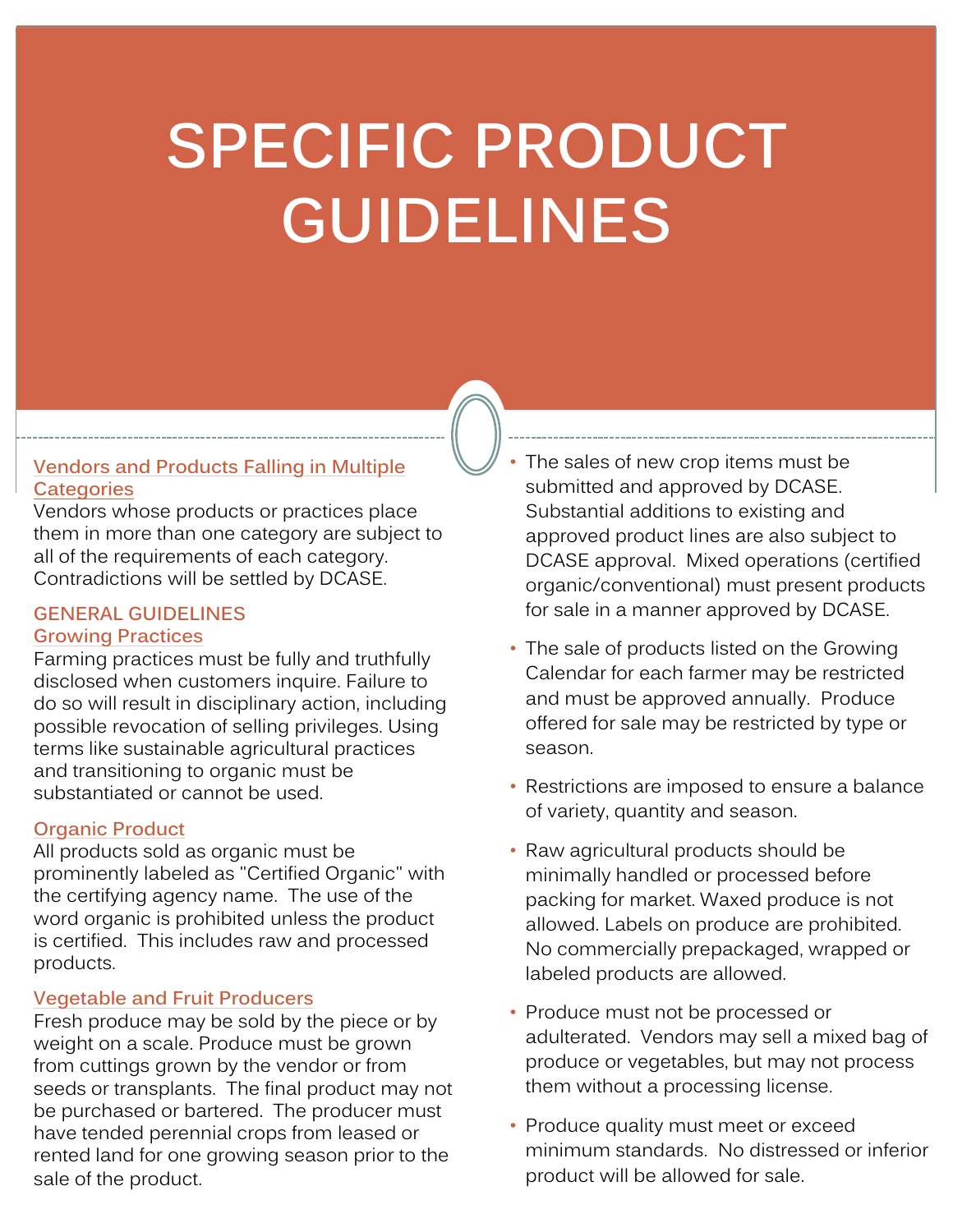# SPECIFIC PRODUCT GUIDELINES

### Vendors and Products Falling in Multiple Categories

Vendors whose products or practices place them in more than one category are subject to all of the requirements of each category. Contradictions will be settled by DCASE.

## GENERAL GUIDELINES

### Growing Practices

Farming practices must be fully and truthfully disclosed when customers inquire. Failure to do so will result in disciplinary action, including possible revocation of selling privileges. Using terms like sustainable agricultural practices and transitioning to organic must be substantiated or cannot be used.

### Organic Product

All products sold as organic must be prominently labeled as "Certified Organic" with the certifying agency name. The use of the word organic is prohibited unless the product is certified. This includes raw and processed products.

### Vegetable and Fruit Producers

Fresh produce may be sold by the piece or by weight on a scale. Produce must be grown from cuttings grown by the vendor or from seeds or transplants. The final product may not be purchased or bartered. The producer must have tended perennial crops from leased or rented land for one growing season prior to the sale of the product.

- The sales of new crop items must be submitted and approved by DCASE. Substantial additions to existing and approved product lines are also subject to DCASE approval. Mixed operations (certified organic/conventional) must present products for sale in a manner approved by DCASE.
- The sale of products listed on the Growing Calendar for each farmer may be restricted and must be approved annually. Produce offered for sale may be restricted by type or season.
- Restrictions are imposed to ensure a balance of variety, quantity and season.
- Raw agricultural products should be minimally handled or processed before packing for market. Waxed produce is not allowed. Labels on produce are prohibited. No commercially prepackaged, wrapped or labeled products are allowed.
- Produce must not be processed or adulterated. Vendors may sell a mixed bag of produce or vegetables, but may not process them without a processing license.
- Produce quality must meet or exceed minimum standards. No distressed or inferior product will be allowed for sale.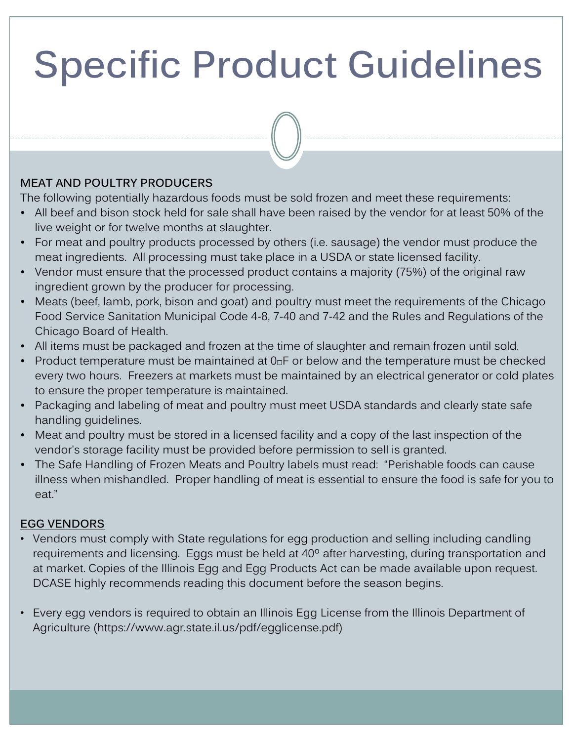# Specific Product Guidelines

**MEAT AND POULTRY PRODUCERS**

The following potentially hazardous foods must be sold frozen and meet these requirements:

- All beef and bison stock held for sale shall have been raised by the vendor for at least 50% of the live weight or for twelve months at slaughter.
- For meat and poultry products processed by others (i.e. sausage) the vendor must produce the meat ingredients. All processing must take place in a USDA or state licensed facility.
- Vendor must ensure that the processed product contains a majority (75%) of the original raw ingredient grown by the producer for processing.
- Meats (beef, lamb, pork, bison and goat) and poultry must meet the requirements of the Chicago Food Service Sanitation Municipal Code 4-8, 7-40 and 7-42 and the Rules and Regulations of the Chicago Board of Health.
- All items must be packaged and frozen at the time of slaughter and remain frozen until sold.
- Product temperature must be maintained at 0□F or below and the temperature must be checked every two hours. Freezers at markets must be maintained by an electrical generator or cold plates to ensure the proper temperature is maintained.
- Packaging and labeling of meat and poultry must meet USDA standards and clearly state safe handling guidelines.
- Meat and poultry must be stored in a licensed facility and a copy of the last inspection of the vendor's storage facility must be provided before permission to sell is granted.
- The Safe Handling of Frozen Meats and Poultry labels must read: “Perishable foods can cause illness when mishandled. Proper handling of meat is essential to ensure the food is safe for you to eat.”

**EGG VENDORS**

- Vendors must comply with State regulations for egg production and selling including candling requirements and licensing. Eggs must be held at 40º after harvesting, during transportation and at market. Copies of the Illinois Egg and Egg Products Act can be made available upon request. DCASE highly recommends reading this document before the season begins.
- Every egg vendors is required to obtain an Illinois Egg License from the Illinois Department of Agriculture (https://www.agr.state.il.us/pdf/egglicense.pdf)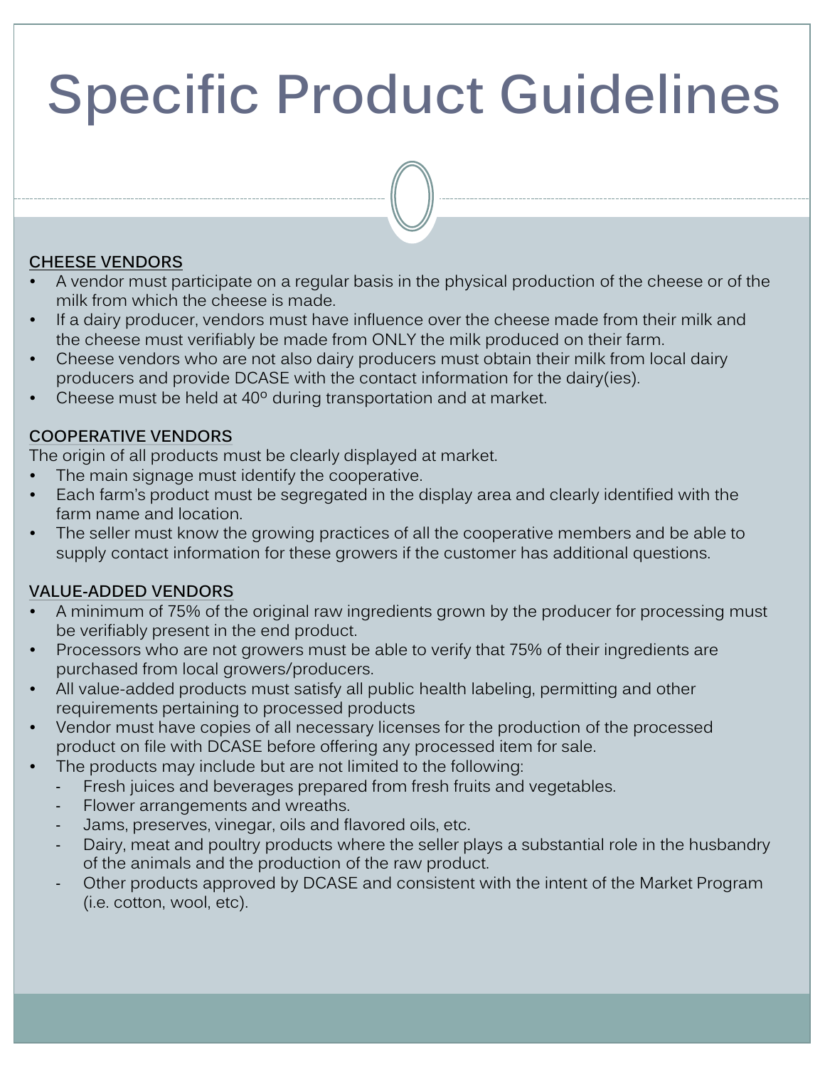# Specific Product Guidelines

**CHEESE VENDORS**

- A vendor must participate on a regular basis in the physical production of the cheese or of the milk from which the cheese is made.
- If a dairy producer, vendors must have influence over the cheese made from their milk and the cheese must verifiably be made from ONLY the milk produced on their farm.
- Cheese vendors who are not also dairy producers must obtain their milk from local dairy producers and provide DCASE with the contact information for the dairy(ies).
- Cheese must be held at 40º during transportation and at market.

**COOPERATIVE VENDORS**

The origin of all products must be clearly displayed at market.

- The main signage must identify the cooperative.
- Each farm's product must be segregated in the display area and clearly identified with the farm name and location.
- The seller must know the growing practices of all the cooperative members and be able to supply contact information for these growers if the customer has additional questions.

**VALUE-ADDED VENDORS**

- A minimum of 75% of the original raw ingredients grown by the producer for processing must be verifiably present in the end product.
- Processors who are not growers must be able to verify that 75% of their ingredients are purchased from local growers/producers.
- All value-added products must satisfy all public health labeling, permitting and other requirements pertaining to processed products
- Vendor must have copies of all necessary licenses for the production of the processed product on file with DCASE before offering any processed item for sale.
- The products may include but are not limited to the following:
  - Fresh juices and beverages prepared from fresh fruits and vegetables.
  - Flower arrangements and wreaths.
  - Jams, preserves, vinegar, oils and flavored oils, etc.
  - Dairy, meat and poultry products where the seller plays a substantial role in the husbandry of the animals and the production of the raw product.
  - Other products approved by DCASE and consistent with the intent of the Market Program (i.e. cotton, wool, etc).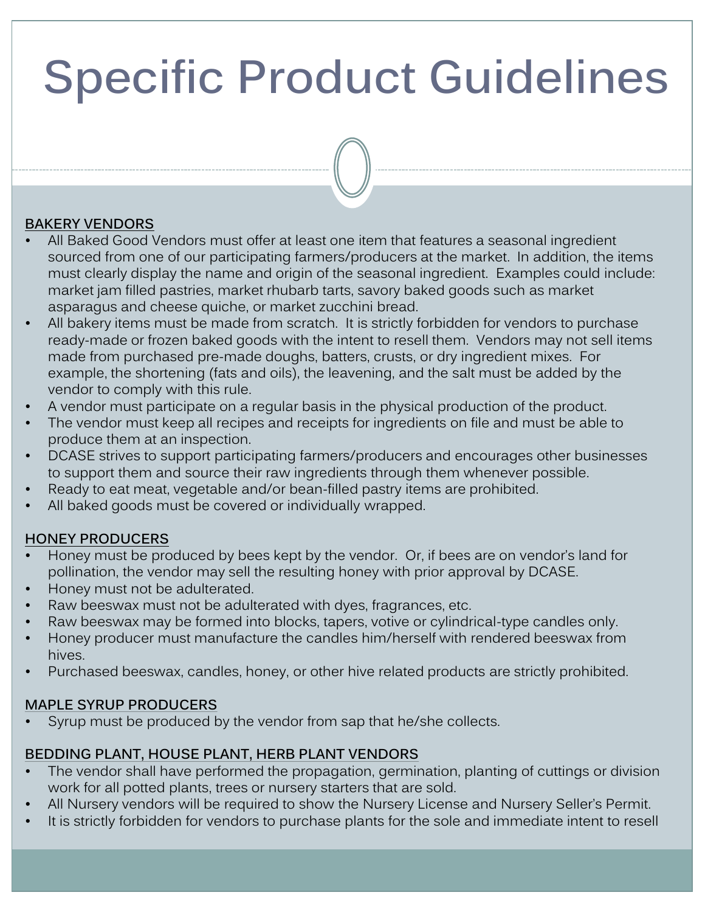# Specific Product Guidelines

**BAKERY VENDORS**

- All Baked Good Vendors must offer at least one item that features a seasonal ingredient sourced from one of our participating farmers/producers at the market. In addition, the items must clearly display the name and origin of the seasonal ingredient. Examples could include: market jam filled pastries, market rhubarb tarts, savory baked goods such as market asparagus and cheese quiche, or market zucchini bread.
- All bakery items must be made from scratch. It is strictly forbidden for vendors to purchase ready-made or frozen baked goods with the intent to resell them. Vendors may not sell items made from purchased pre-made doughs, batters, crusts, or dry ingredient mixes. For example, the shortening (fats and oils), the leavening, and the salt must be added by the vendor to comply with this rule.
- A vendor must participate on a regular basis in the physical production of the product.
- The vendor must keep all recipes and receipts for ingredients on file and must be able to produce them at an inspection.
- DCASE strives to support participating farmers/producers and encourages other businesses to support them and source their raw ingredients through them whenever possible.
- Ready to eat meat, vegetable and/or bean-filled pastry items are prohibited.
- All baked goods must be covered or individually wrapped.

**HONEY PRODUCERS**

- Honey must be produced by bees kept by the vendor. Or, if bees are on vendor's land for pollination, the vendor may sell the resulting honey with prior approval by DCASE.
- Honey must not be adulterated.
- Raw beeswax must not be adulterated with dyes, fragrances, etc.
- Raw beeswax may be formed into blocks, tapers, votive or cylindrical-type candles only.
- Honey producer must manufacture the candles him/herself with rendered beeswax from hives.
- Purchased beeswax, candles, honey, or other hive related products are strictly prohibited.

**MAPLE SYRUP PRODUCERS**

- Syrup must be produced by the vendor from sap that he/she collects.

**BEDDING PLANT, HOUSE PLANT, HERB PLANT VENDORS**

- The vendor shall have performed the propagation, germination, planting of cuttings or division work for all potted plants, trees or nursery starters that are sold.
- All Nursery vendors will be required to show the Nursery License and Nursery Seller's Permit.
- It is strictly forbidden for vendors to purchase plants for the sole and immediate intent to resell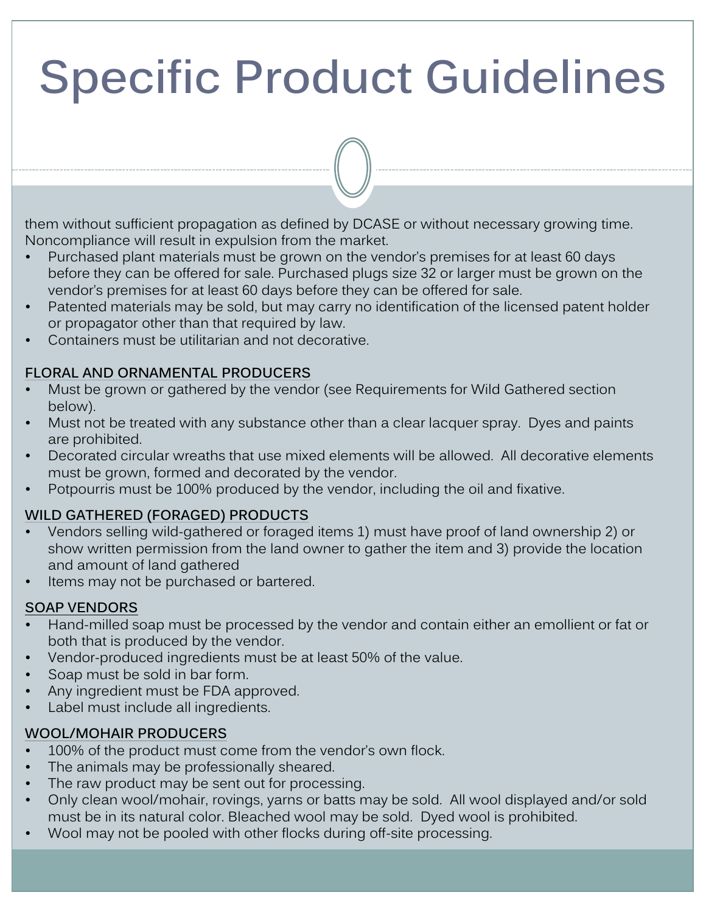# Specific Product Guidelines

them without sufficient propagation as defined by DCASE or without necessary growing time. Noncompliance will result in expulsion from the market.

- Purchased plant materials must be grown on the vendor's premises for at least 60 days before they can be offered for sale. Purchased plugs size 32 or larger must be grown on the vendor's premises for at least 60 days before they can be offered for sale.
- Patented materials may be sold, but may carry no identification of the licensed patent holder or propagator other than that required by law.
- Containers must be utilitarian and not decorative.

**FLORAL AND ORNAMENTAL PRODUCERS**

- Must be grown or gathered by the vendor (see Requirements for Wild Gathered section below).
- Must not be treated with any substance other than a clear lacquer spray. Dyes and paints are prohibited.
- Decorated circular wreaths that use mixed elements will be allowed. All decorative elements must be grown, formed and decorated by the vendor.
- Potpourris must be 100% produced by the vendor, including the oil and fixative.

**WILD GATHERED (FORAGED) PRODUCTS**

- Vendors selling wild-gathered or foraged items 1) must have proof of land ownership 2) or show written permission from the land owner to gather the item and 3) provide the location and amount of land gathered
- Items may not be purchased or bartered.

**SOAP VENDORS**

- Hand-milled soap must be processed by the vendor and contain either an emollient or fat or both that is produced by the vendor.
- Vendor-produced ingredients must be at least 50% of the value.
- Soap must be sold in bar form.
- Any ingredient must be FDA approved.
- Label must include all ingredients.

**WOOL/MOHAIR PRODUCERS**

- 100% of the product must come from the vendor's own flock.
- The animals may be professionally sheared.
- The raw product may be sent out for processing.
- Only clean wool/mohair, rovings, yarns or batts may be sold. All wool displayed and/or sold must be in its natural color. Bleached wool may be sold. Dyed wool is prohibited.
- Wool may not be pooled with other flocks during off-site processing.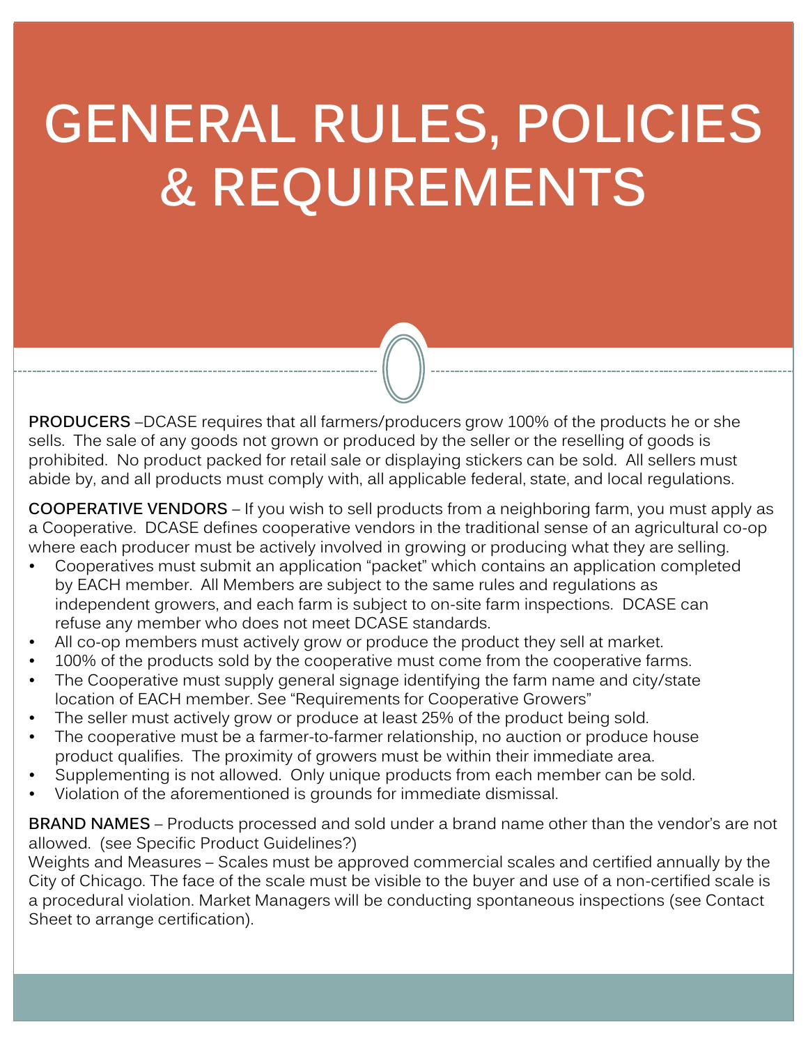# GENERAL RULES, POLICIES & REQUIREMENTS

**PRODUCERS** –DCASE requires that all farmers/producers grow 100% of the products he or she sells. The sale of any goods not grown or produced by the seller or the reselling of goods is prohibited. No product packed for retail sale or displaying stickers can be sold. All sellers must abide by, and all products must comply with, all applicable federal, state, and local regulations.

**COOPERATIVE VENDORS** – If you wish to sell products from a neighboring farm, you must apply as a Cooperative. DCASE defines cooperative vendors in the traditional sense of an agricultural co-op where each producer must be actively involved in growing or producing what they are selling.

- Cooperatives must submit an application "packet" which contains an application completed by EACH member. All Members are subject to the same rules and regulations as independent growers, and each farm is subject to on-site farm inspections. DCASE can refuse any member who does not meet DCASE standards.
- All co-op members must actively grow or produce the product they sell at market.
- 100% of the products sold by the cooperative must come from the cooperative farms.
- The Cooperative must supply general signage identifying the farm name and city/state location of EACH member. See "Requirements for Cooperative Growers"
- The seller must actively grow or produce at least 25% of the product being sold.
- The cooperative must be a farmer-to-farmer relationship, no auction or produce house product qualifies. The proximity of growers must be within their immediate area.
- Supplementing is not allowed. Only unique products from each member can be sold.
- Violation of the aforementioned is grounds for immediate dismissal.

**BRAND NAMES** – Products processed and sold under a brand name other than the vendor's are not allowed. (see Specific Product Guidelines?)

Weights and Measures – Scales must be approved commercial scales and certified annually by the City of Chicago. The face of the scale must be visible to the buyer and use of a non-certified scale is a procedural violation. Market Managers will be conducting spontaneous inspections (see Contact Sheet to arrange certification).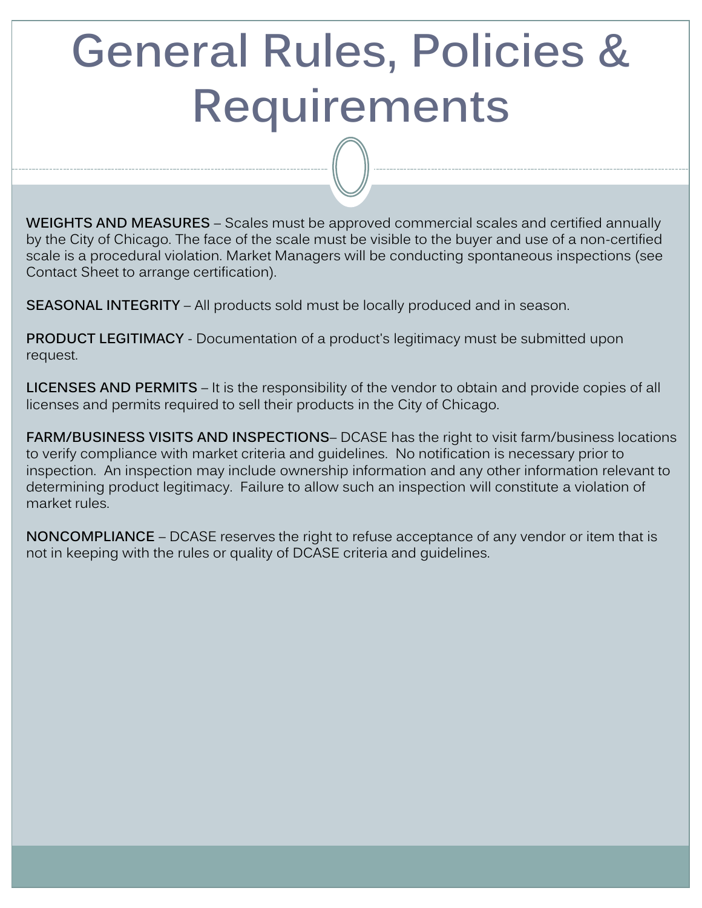# General Rules, Policies & Requirements

**WEIGHTS AND MEASURES** – Scales must be approved commercial scales and certified annually by the City of Chicago. The face of the scale must be visible to the buyer and use of a non-certified scale is a procedural violation. Market Managers will be conducting spontaneous inspections (see Contact Sheet to arrange certification).

**SEASONAL INTEGRITY** – All products sold must be locally produced and in season.

**PRODUCT LEGITIMACY** - Documentation of a product's legitimacy must be submitted upon request.

**LICENSES AND PERMITS** – It is the responsibility of the vendor to obtain and provide copies of all licenses and permits required to sell their products in the City of Chicago.

**FARM/BUSINESS VISITS AND INSPECTIONS**– DCASE has the right to visit farm/business locations to verify compliance with market criteria and guidelines. No notification is necessary prior to inspection. An inspection may include ownership information and any other information relevant to determining product legitimacy. Failure to allow such an inspection will constitute a violation of market rules.

**NONCOMPLIANCE** – DCASE reserves the right to refuse acceptance of any vendor or item that is not in keeping with the rules or quality of DCASE criteria and guidelines.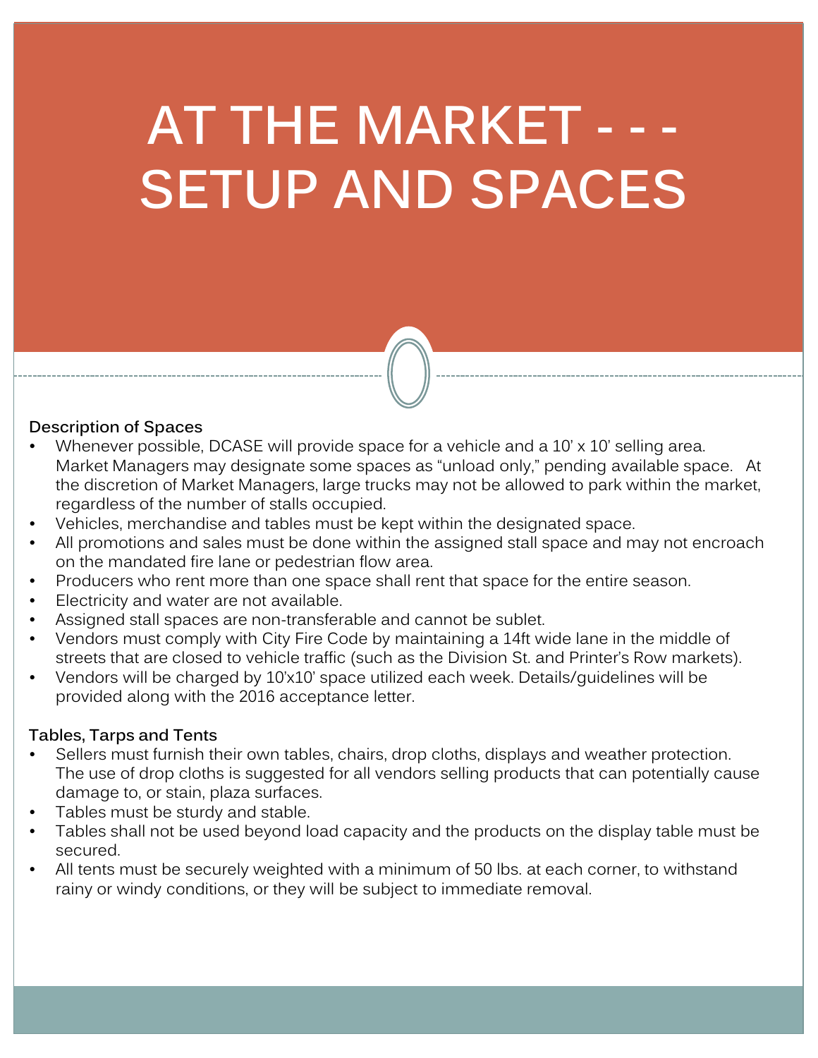# AT THE MARKET - - - SETUP AND SPACES

**Description of Spaces**

- Whenever possible, DCASE will provide space for a vehicle and a 10' x 10' selling area. Market Managers may designate some spaces as "unload only," pending available space. At the discretion of Market Managers, large trucks may not be allowed to park within the market, regardless of the number of stalls occupied.
- Vehicles, merchandise and tables must be kept within the designated space.
- All promotions and sales must be done within the assigned stall space and may not encroach on the mandated fire lane or pedestrian flow area.
- Producers who rent more than one space shall rent that space for the entire season.
- Electricity and water are not available.
- Assigned stall spaces are non-transferable and cannot be sublet.
- Vendors must comply with City Fire Code by maintaining a 14ft wide lane in the middle of streets that are closed to vehicle traffic (such as the Division St. and Printer's Row markets).
- Vendors will be charged by 10'x10' space utilized each week. Details/guidelines will be provided along with the 2016 acceptance letter.

**Tables, Tarps and Tents**

- Sellers must furnish their own tables, chairs, drop cloths, displays and weather protection. The use of drop cloths is suggested for all vendors selling products that can potentially cause damage to, or stain, plaza surfaces.
- Tables must be sturdy and stable.
- Tables shall not be used beyond load capacity and the products on the display table must be secured.
- All tents must be securely weighted with a minimum of 50 lbs. at each corner, to withstand rainy or windy conditions, or they will be subject to immediate removal.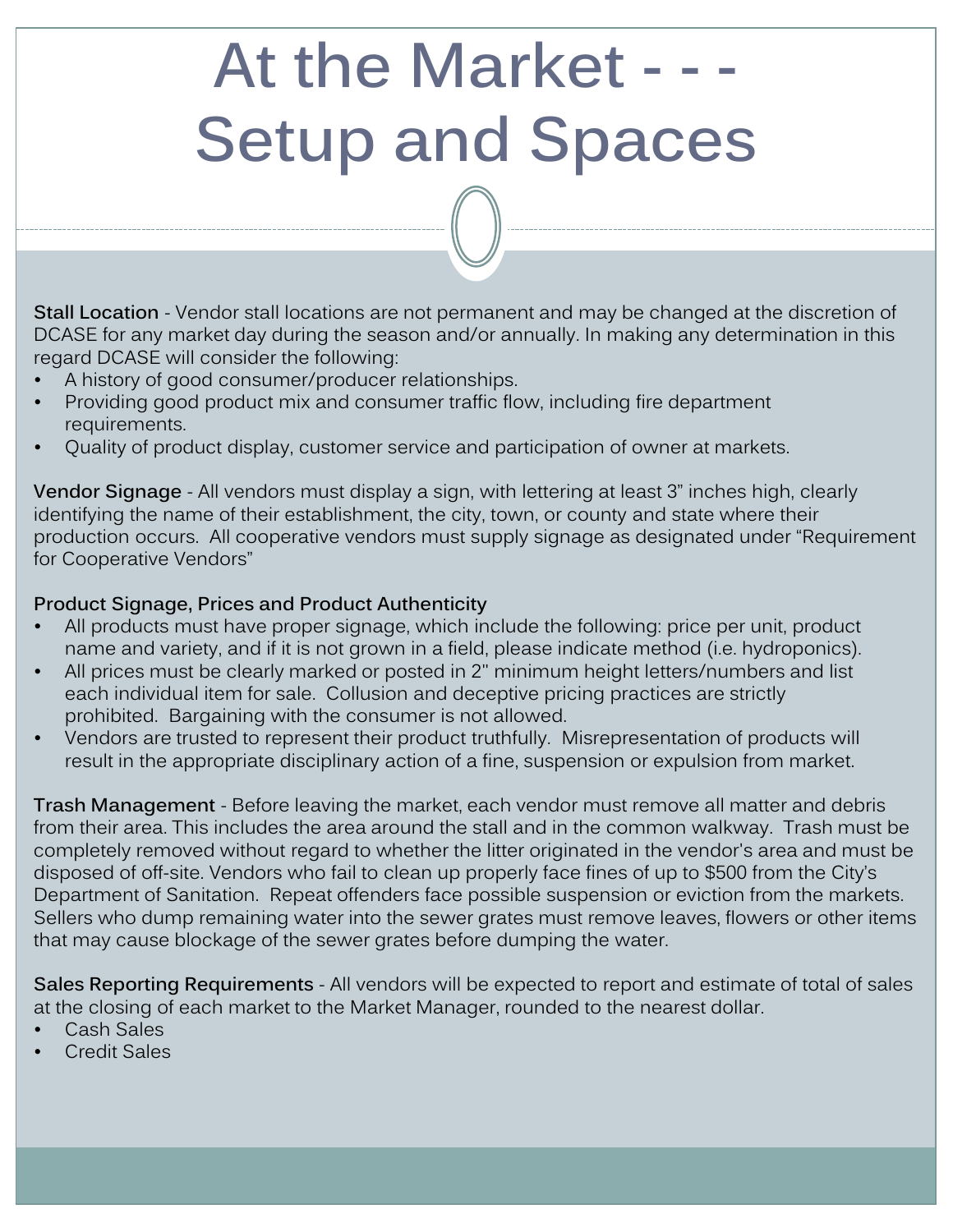# At the Market - - - Setup and Spaces

**Stall Location** - Vendor stall locations are not permanent and may be changed at the discretion of DCASE for any market day during the season and/or annually. In making any determination in this regard DCASE will consider the following:

- A history of good consumer/producer relationships.
- Providing good product mix and consumer traffic flow, including fire department requirements.
- Quality of product display, customer service and participation of owner at markets.

**Vendor Signage** - All vendors must display a sign, with lettering at least 3" inches high, clearly identifying the name of their establishment, the city, town, or county and state where their production occurs. All cooperative vendors must supply signage as designated under "Requirement for Cooperative Vendors"

**Product Signage, Prices and Product Authenticity**

- All products must have proper signage, which include the following: price per unit, product name and variety, and if it is not grown in a field, please indicate method (i.e. hydroponics).
- All prices must be clearly marked or posted in 2" minimum height letters/numbers and list each individual item for sale. Collusion and deceptive pricing practices are strictly prohibited. Bargaining with the consumer is not allowed.
- Vendors are trusted to represent their product truthfully. Misrepresentation of products will result in the appropriate disciplinary action of a fine, suspension or expulsion from market.

**Trash Management** - Before leaving the market, each vendor must remove all matter and debris from their area. This includes the area around the stall and in the common walkway. Trash must be completely removed without regard to whether the litter originated in the vendor's area and must be disposed of off-site. Vendors who fail to clean up properly face fines of up to $500 from the City's Department of Sanitation. Repeat offenders face possible suspension or eviction from the markets. Sellers who dump remaining water into the sewer grates must remove leaves, flowers or other items that may cause blockage of the sewer grates before dumping the water.

**Sales Reporting Requirements** - All vendors will be expected to report and estimate of total of sales at the closing of each market to the Market Manager, rounded to the nearest dollar.

- Cash Sales
- Credit Sales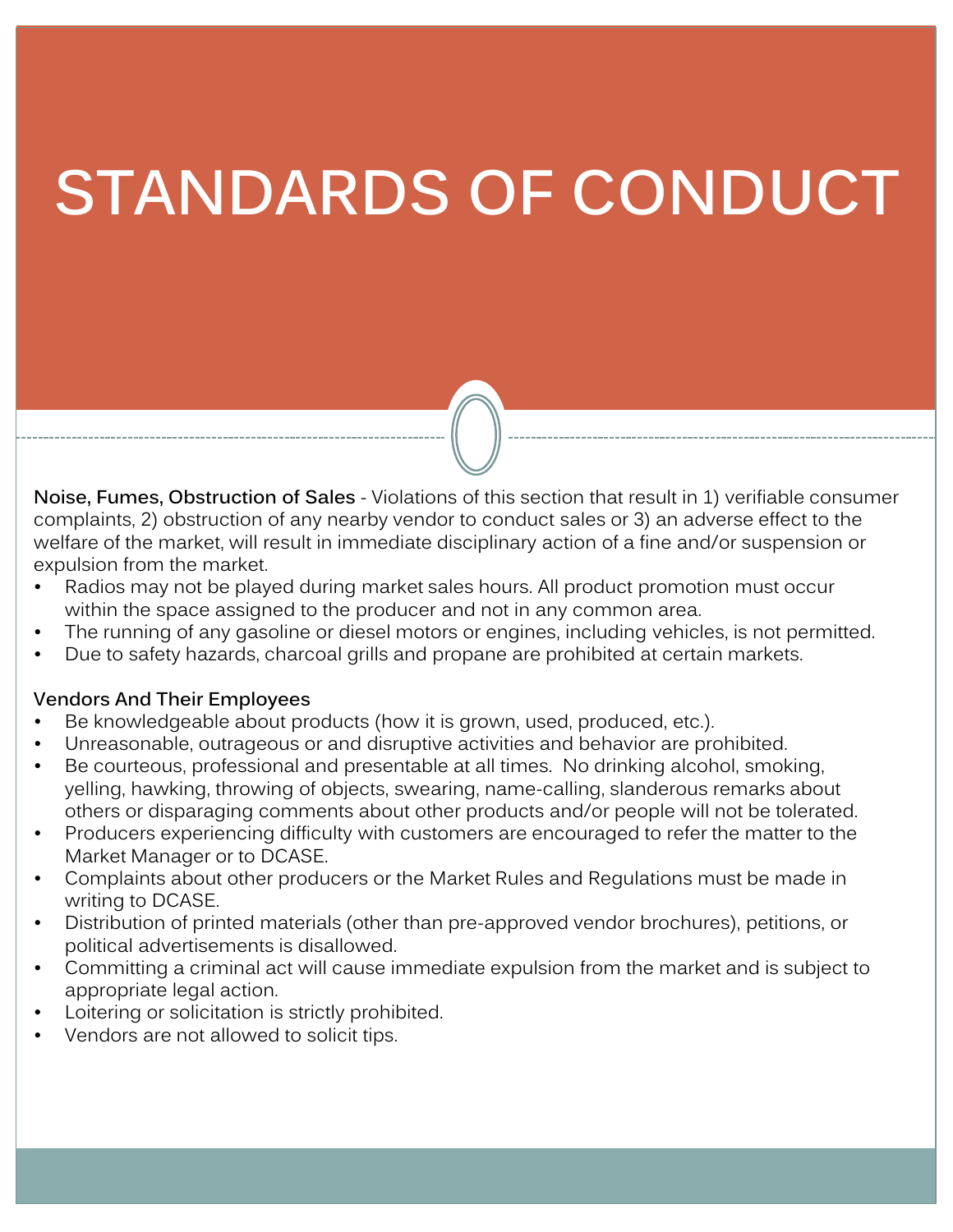# STANDARDS OF CONDUCT

**Noise, Fumes, Obstruction of Sales** - Violations of this section that result in 1) verifiable consumer complaints, 2) obstruction of any nearby vendor to conduct sales or 3) an adverse effect to the welfare of the market, will result in immediate disciplinary action of a fine and/or suspension or expulsion from the market.

- Radios may not be played during market sales hours. All product promotion must occur within the space assigned to the producer and not in any common area.
- The running of any gasoline or diesel motors or engines, including vehicles, is not permitted.
- Due to safety hazards, charcoal grills and propane are prohibited at certain markets.

**Vendors And Their Employees**

- Be knowledgeable about products (how it is grown, used, produced, etc.).
- Unreasonable, outrageous or and disruptive activities and behavior are prohibited.
- Be courteous, professional and presentable at all times. No drinking alcohol, smoking, yelling, hawking, throwing of objects, swearing, name-calling, slanderous remarks about others or disparaging comments about other products and/or people will not be tolerated.
- Producers experiencing difficulty with customers are encouraged to refer the matter to the Market Manager or to DCASE.
- Complaints about other producers or the Market Rules and Regulations must be made in writing to DCASE.
- Distribution of printed materials (other than pre-approved vendor brochures), petitions, or political advertisements is disallowed.
- Committing a criminal act will cause immediate expulsion from the market and is subject to appropriate legal action.
- Loitering or solicitation is strictly prohibited.
- Vendors are not allowed to solicit tips.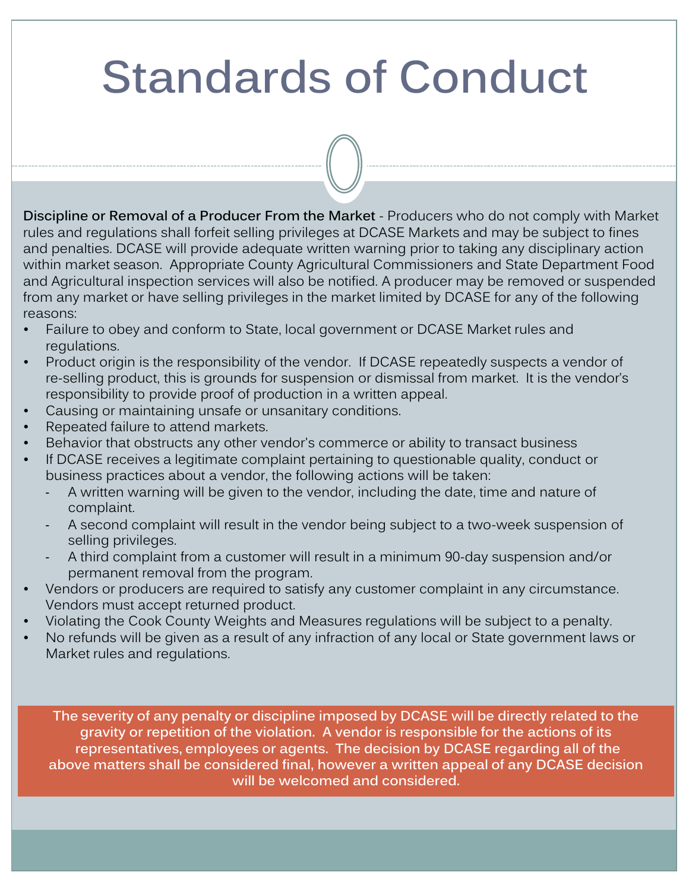# Standards of Conduct

**Discipline or Removal of a Producer From the Market** - Producers who do not comply with Market rules and regulations shall forfeit selling privileges at DCASE Markets and may be subject to fines and penalties. DCASE will provide adequate written warning prior to taking any disciplinary action within market season. Appropriate County Agricultural Commissioners and State Department Food and Agricultural inspection services will also be notified. A producer may be removed or suspended from any market or have selling privileges in the market limited by DCASE for any of the following reasons:

- Failure to obey and conform to State, local government or DCASE Market rules and regulations.
- Product origin is the responsibility of the vendor. If DCASE repeatedly suspects a vendor of re-selling product, this is grounds for suspension or dismissal from market. It is the vendor's responsibility to provide proof of production in a written appeal.
- Causing or maintaining unsafe or unsanitary conditions.
- Repeated failure to attend markets.
- Behavior that obstructs any other vendor's commerce or ability to transact business
- If DCASE receives a legitimate complaint pertaining to questionable quality, conduct or business practices about a vendor, the following actions will be taken:
  - A written warning will be given to the vendor, including the date, time and nature of complaint.
  - A second complaint will result in the vendor being subject to a two-week suspension of selling privileges.
  - A third complaint from a customer will result in a minimum 90-day suspension and/or permanent removal from the program.
- Vendors or producers are required to satisfy any customer complaint in any circumstance. Vendors must accept returned product.
- Violating the Cook County Weights and Measures regulations will be subject to a penalty.
- No refunds will be given as a result of any infraction of any local or State government laws or Market rules and regulations.

**The severity of any penalty or discipline imposed by DCASE will be directly related to the gravity or repetition of the violation. A vendor is responsible for the actions of its representatives, employees or agents. The decision by DCASE regarding all of the above matters shall be considered final, however a written appeal of any DCASE decision will be welcomed and considered.**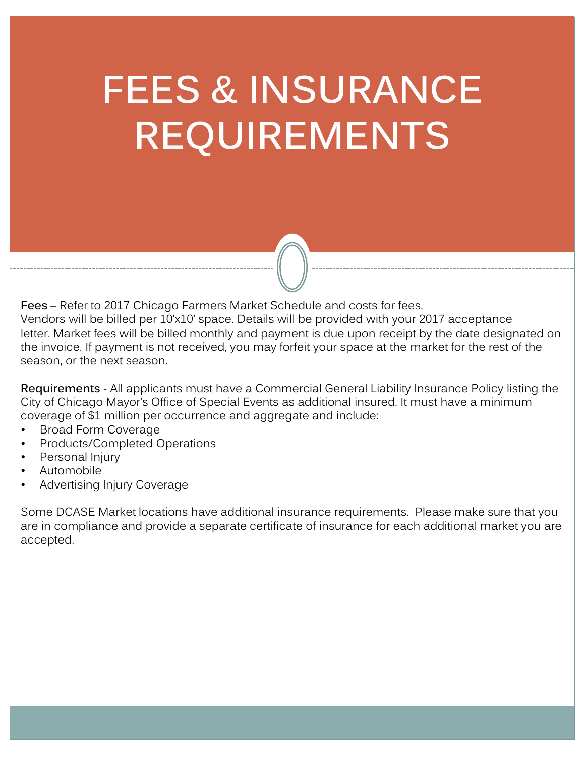# FEES & INSURANCE REQUIREMENTS

**Fees** – Refer to 2017 Chicago Farmers Market Schedule and costs for fees.
Vendors will be billed per 10'x10' space. Details will be provided with your 2017 acceptance letter. Market fees will be billed monthly and payment is due upon receipt by the date designated on the invoice. If payment is not received, you may forfeit your space at the market for the rest of the season, or the next season.

**Requirements** - All applicants must have a Commercial General Liability Insurance Policy listing the City of Chicago Mayor's Office of Special Events as additional insured. It must have a minimum coverage of $1 million per occurrence and aggregate and include:

- Broad Form Coverage
- Products/Completed Operations
- Personal Injury
- Automobile
- Advertising Injury Coverage

Some DCASE Market locations have additional insurance requirements. Please make sure that you are in compliance and provide a separate certificate of insurance for each additional market you are accepted.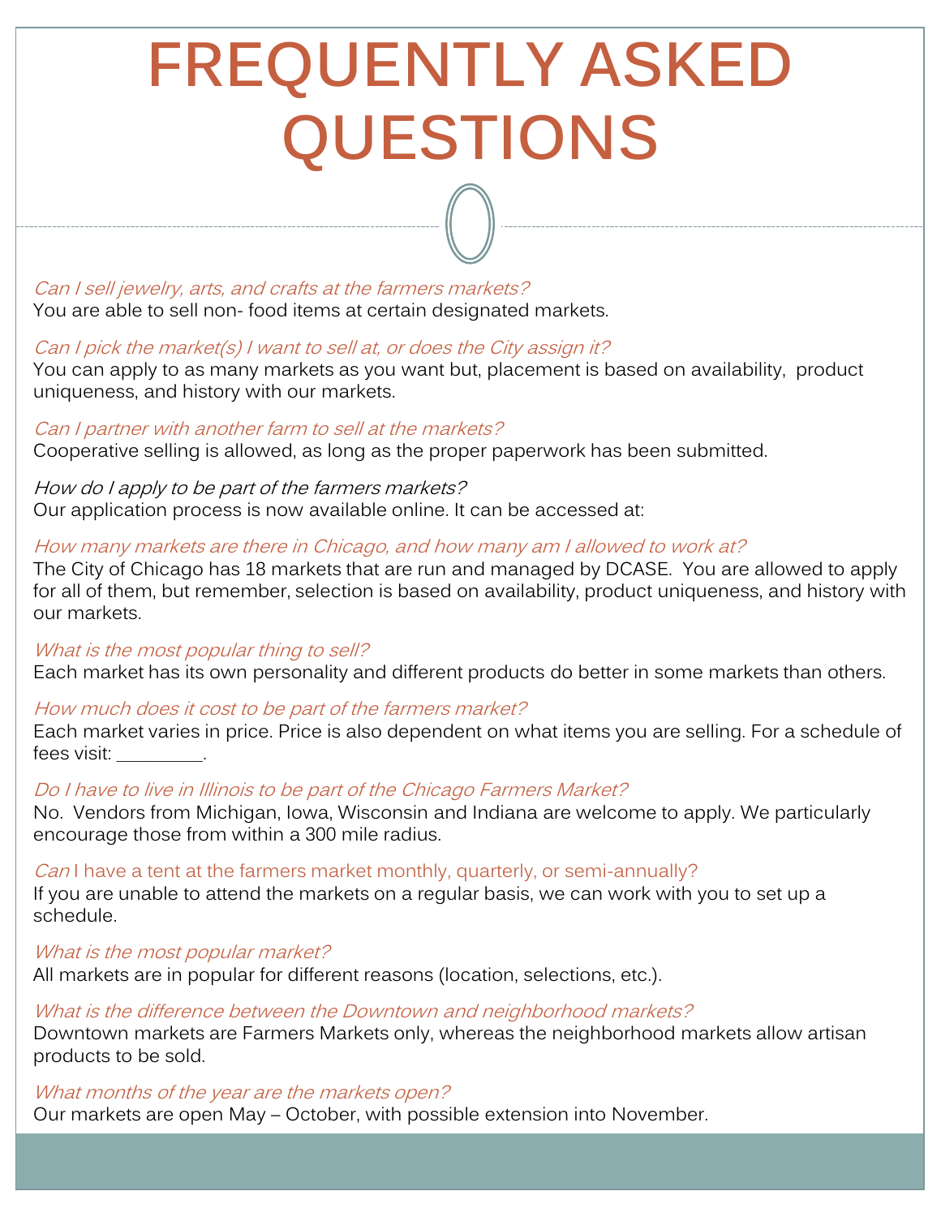# FREQUENTLY ASKED QUESTIONS

*Can I sell jewelry, arts, and crafts at the farmers markets?*
You are able to sell non- food items at certain designated markets.

*Can I pick the market(s) I want to sell at, or does the City assign it?*
You can apply to as many markets as you want but, placement is based on availability, product uniqueness, and history with our markets.

*Can I partner with another farm to sell at the markets?*
Cooperative selling is allowed, as long as the proper paperwork has been submitted.

*How do I apply to be part of the farmers markets?*
Our application process is now available online. It can be accessed at:

*How many markets are there in Chicago, and how many am I allowed to work at?*
The City of Chicago has 18 markets that are run and managed by DCASE. You are allowed to apply for all of them, but remember, selection is based on availability, product uniqueness, and history with our markets.

*What is the most popular thing to sell?*
Each market has its own personality and different products do better in some markets than others.

*How much does it cost to be part of the farmers market?*
Each market varies in price. Price is also dependent on what items you are selling. For a schedule of fees visit: ________.

*Do I have to live in Illinois to be part of the Chicago Farmers Market?*
No. Vendors from Michigan, Iowa, Wisconsin and Indiana are welcome to apply. We particularly encourage those from within a 300 mile radius.

*Can I have a tent at the farmers market monthly, quarterly, or semi-annually?*
If you are unable to attend the markets on a regular basis, we can work with you to set up a schedule.

*What is the most popular market?*
All markets are in popular for different reasons (location, selections, etc.).

*What is the difference between the Downtown and neighborhood markets?*
Downtown markets are Farmers Markets only, whereas the neighborhood markets allow artisan products to be sold.

*What months of the year are the markets open?*
Our markets are open May – October, with possible extension into November.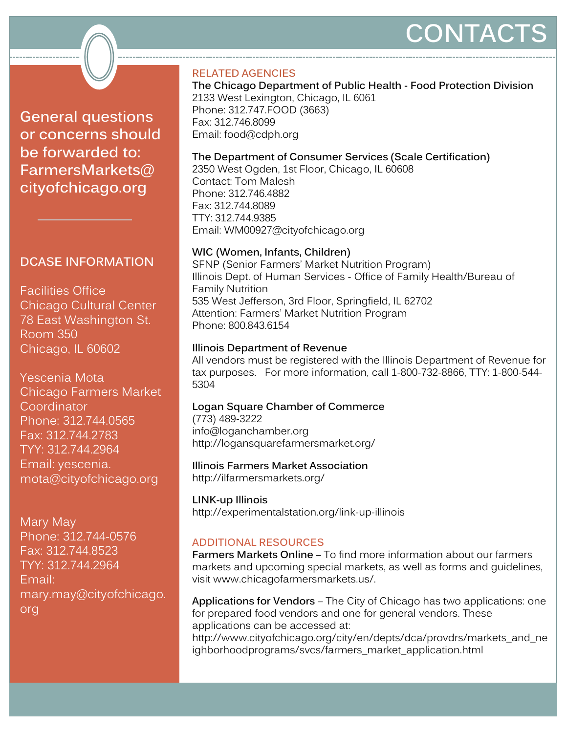# CONTACTS

**General questions or concerns should be forwarded to: FarmersMarkets@cityofchicago.org**

## DCASE INFORMATION

Facilities Office
Chicago Cultural Center
78 East Washington St.
Room 350
Chicago, IL 60602

Yescenia Mota
Chicago Farmers Market Coordinator
Phone: 312.744.0565
Fax: 312.744.2783
TYY: 312.744.2964
Email: yescenia.mota@cityofchicago.org

Mary May
Phone: 312.744-0576
Fax: 312.744.8523
TYY: 312.744.2964
Email: mary.may@cityofchicago.org

## RELATED AGENCIES

**The Chicago Department of Public Health - Food Protection Division**
2133 West Lexington, Chicago, IL 6061
Phone: 312.747.FOOD (3663)
Fax: 312.746.8099
Email: food@cdph.org

**The Department of Consumer Services (Scale Certification)**
2350 West Ogden, 1st Floor, Chicago, IL 60608
Contact: Tom Malesh
Phone: 312.746.4882
Fax: 312.744.8089
TTY: 312.744.9385
Email: WM00927@cityofchicago.org

**WIC (Women, Infants, Children)**
SFNP (Senior Farmers' Market Nutrition Program)
Illinois Dept. of Human Services - Office of Family Health/Bureau of Family Nutrition
535 West Jefferson, 3rd Floor, Springfield, IL 62702
Attention: Farmers' Market Nutrition Program
Phone: 800.843.6154

**Illinois Department of Revenue**
All vendors must be registered with the Illinois Department of Revenue for tax purposes. For more information, call 1-800-732-8866, TTY: 1-800-544-5304

**Logan Square Chamber of Commerce**
(773) 489-3222
info@loganchamber.org
http://logansquarefarmersmarket.org/

**Illinois Farmers Market Association**
http://ilfarmersmarkets.org/

**LINK-up Illinois**
http://experimentalstation.org/link-up-illinois

## ADDITIONAL RESOURCES

**Farmers Markets Online** – To find more information about our farmers markets and upcoming special markets, as well as forms and guidelines, visit www.chicagofarmersmarkets.us/.

**Applications for Vendors** – The City of Chicago has two applications: one for prepared food vendors and one for general vendors. These applications can be accessed at: http://www.cityofchicago.org/city/en/depts/dca/provdrs/markets_and_neighborhoodprograms/svcs/farmers_market_application.html